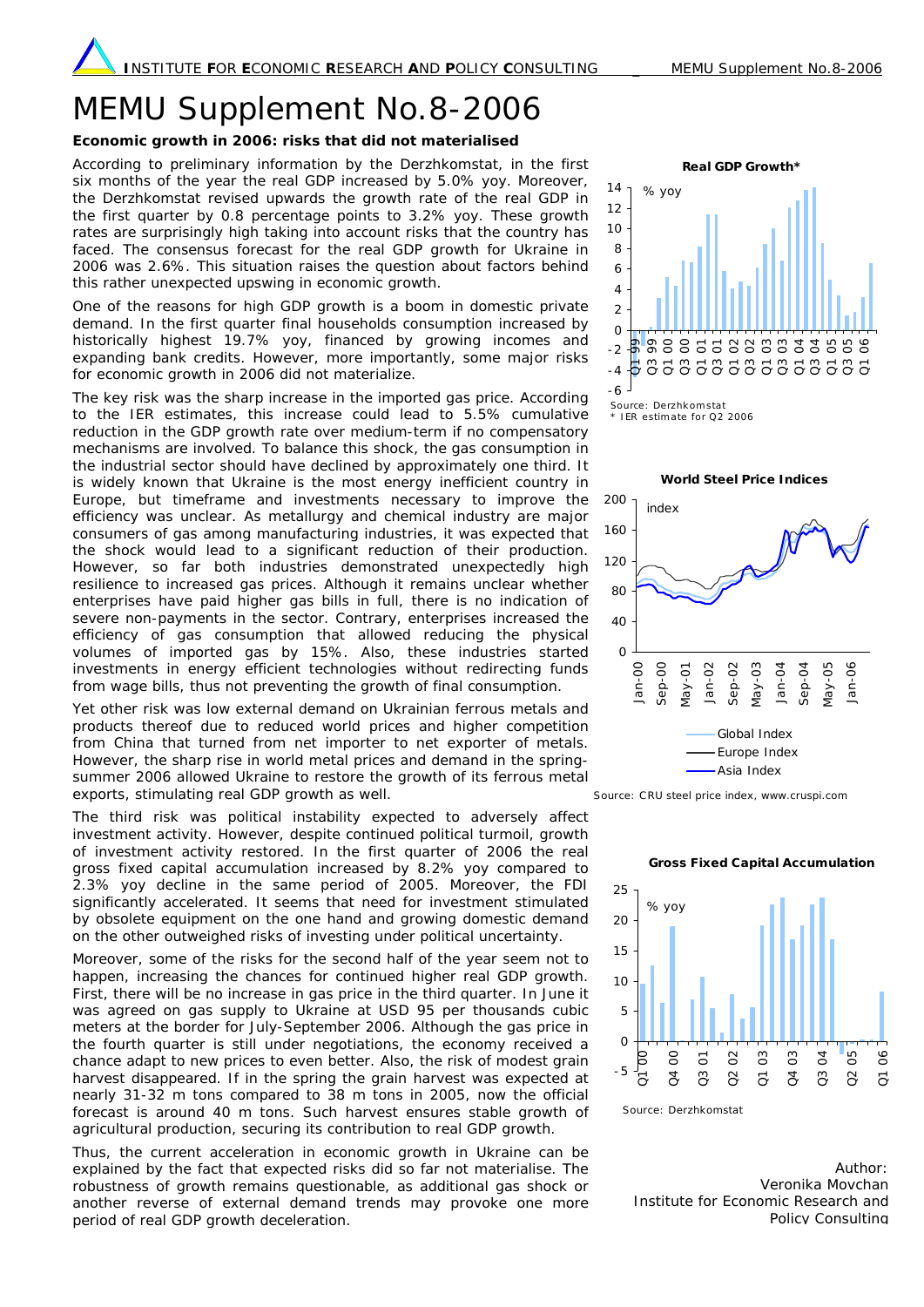# MEMU Supplement No.8-2006

**Economic growth in 2006: risks that did not materialised**

According to preliminary information by the Derzhkomstat, in the first six months of the year the real GDP increased by 5.0% yoy. Moreover, the Derzhkomstat revised upwards the growth rate of the real GDP in the first quarter by 0.8 percentage points to 3.2% yoy. These growth rates are surprisingly high taking into account risks that the country has faced. The consensus forecast for the real GDP growth for Ukraine in 2006 was 2.6%. This situation raises the question about factors behind this rather unexpected upswing in economic growth.

One of the reasons for high GDP growth is a boom in domestic private demand. In the first quarter final households consumption increased by historically highest 19.7% yoy, financed by growing incomes and expanding bank credits. However, more importantly, some major risks for economic growth in 2006 did not materialize.

The key risk was the sharp increase in the imported gas price. According to the IER estimates, this increase could lead to 5.5% cumulative reduction in the GDP growth rate over medium-term if no compensatory mechanisms are involved. To balance this shock, the gas consumption in the industrial sector should have declined by approximately one third. It is widely known that Ukraine is the most energy inefficient country in Europe, but timeframe and investments necessary to improve the efficiency was unclear. As metallurgy and chemical industry are major consumers of gas among manufacturing industries, it was expected that the shock would lead to a significant reduction of their production. However, so far both industries demonstrated unexpectedly high resilience to increased gas prices. Although it remains unclear whether enterprises have paid higher gas bills in full, there is no indication of severe non-payments in the sector. Contrary, enterprises increased the efficiency of gas consumption that allowed reducing the physical volumes of imported gas by 15%. Also, these industries started investments in energy efficient technologies without redirecting funds from wage bills, thus not preventing the growth of final consumption.

Yet other risk was low external demand on Ukrainian ferrous metals and products thereof due to reduced world prices and higher competition from China that turned from net importer to net exporter of metals. However, the sharp rise in world metal prices and demand in the spring-summer 2006 allowed Ukraine to restore the growth of its ferrous metal exports, stimulating real GDP growth as well.

The third risk was political instability expected to adversely affect investment activity. However, despite continued political turmoil, growth of investment activity restored. In the first quarter of 2006 the real gross fixed capital accumulation increased by 8.2% yoy compared to 2.3% yoy decline in the same period of 2005. Moreover, the FDI significantly accelerated. It seems that need for investment stimulated by obsolete equipment on the one hand and growing domestic demand on the other outweighed risks of investing under political uncertainty.

Moreover, some of the risks for the second half of the year seem not to happen, increasing the chances for continued higher real GDP growth. First, there will be no increase in gas price in the third quarter. In June it was agreed on gas supply to Ukraine at USD 95 per thousands cubic meters at the border for July-September 2006. Although the gas price in the fourth quarter is still under negotiations, the economy received a chance adapt to new prices to even better. Also, the risk of modest grain harvest disappeared. If in the spring the grain harvest was expected at nearly 31-32 m tons compared to 38 m tons in 2005, now the official forecast is around 40 m tons. Such harvest ensures stable growth of agricultural production, securing its contribution to real GDP growth.

Thus, the current acceleration in economic growth in Ukraine can be explained by the fact that expected risks did so far not materialise. The robustness of growth remains questionable, as additional gas shock or another reverse of external demand trends may provoke one more period of real GDP growth deceleration.

**Real GDP Growth***

% yoy

14, 12, 10, 8, 6, 4, 2, 0, -2, -4, -6

Q1 99, Q3 99, Q1 00, Q3 00, Q1 01, Q3 01, Q1 02, Q3 02, Q1 03, Q3 03, Q1 04, Q3 04, Q1 05, Q3 05, Q1 06

Source: Derzhkomstat
* IER estimate for Q2 2006

**World Steel Price Indices**

index

200, 160, 120, 80, 40, 0

Jan-00, Sep-00, May-01, Jan-02, Sep-02, May-03, Jan-04, Sep-04, May-05, Jan-06

Global Index
Europe Index
Asia Index

Source: CRU steel price index, www.cruspi.com

**Gross Fixed Capital Accumulation**

% yoy

25, 20, 15, 10, 5, 0, -5

Q1 00, Q4 00, Q3 01, Q2 02, Q1 03, Q4 03, Q3 04, Q2 05, Q1 06

Source: Derzhkomstat

Author:
Veronika Movchan
Institute for Economic Research and Policy Consulting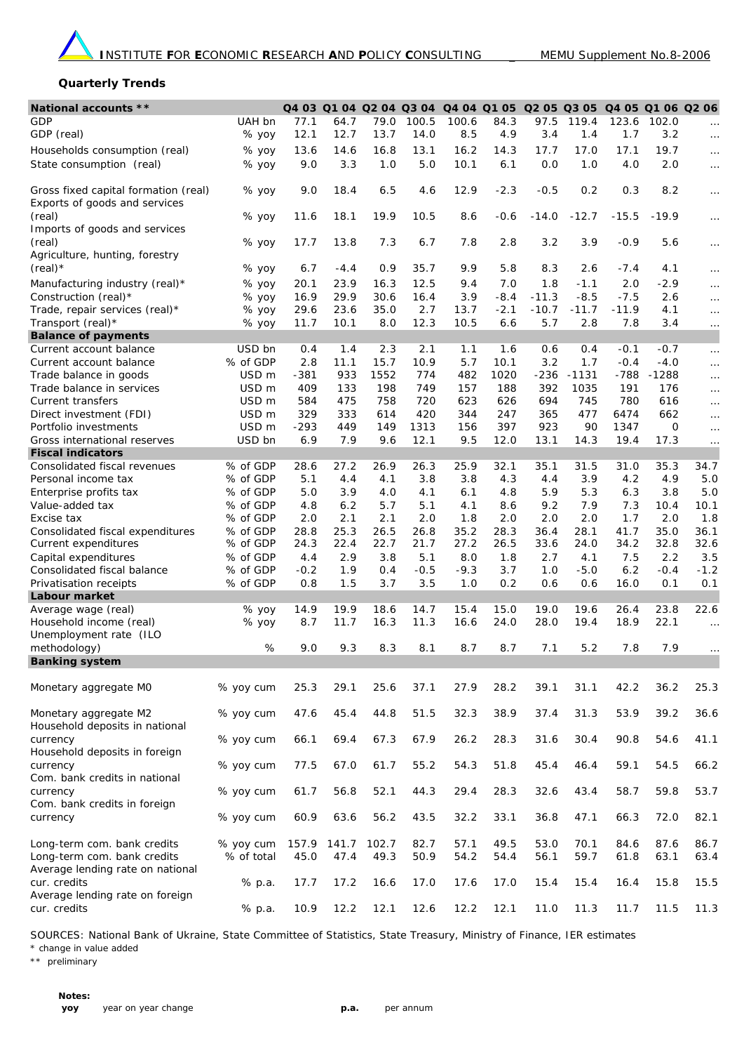### Quarterly Trends

| National accounts ** | | Q4 03 | Q1 04 | Q2 04 | Q3 04 | Q4 04 | Q1 05 | Q2 05 | Q3 05 | Q4 05 | Q1 06 | Q2 06 |
|---|---|---|---|---|---|---|---|---|---|---|---|---|
| GDP | UAH bn | 77.1 | 64.7 | 79.0 | 100.5 | 100.6 | 84.3 | 97.5 | 119.4 | 123.6 | 102.0 | … |
| GDP (real) | % yoy | 12.1 | 12.7 | 13.7 | 14.0 | 8.5 | 4.9 | 3.4 | 1.4 | 1.7 | 3.2 | … |
| Households consumption (real) | % yoy | 13.6 | 14.6 | 16.8 | 13.1 | 16.2 | 14.3 | 17.7 | 17.0 | 17.1 | 19.7 | … |
| State consumption (real) | % yoy | 9.0 | 3.3 | 1.0 | 5.0 | 10.1 | 6.1 | 0.0 | 1.0 | 4.0 | 2.0 | … |
| Gross fixed capital formation (real) | % yoy | 9.0 | 18.4 | 6.5 | 4.6 | 12.9 | -2.3 | -0.5 | 0.2 | 0.3 | 8.2 | … |
| Exports of goods and services (real) | % yoy | 11.6 | 18.1 | 19.9 | 10.5 | 8.6 | -0.6 | -14.0 | -12.7 | -15.5 | -19.9 | … |
| Imports of goods and services (real) | % yoy | 17.7 | 13.8 | 7.3 | 6.7 | 7.8 | 2.8 | 3.2 | 3.9 | -0.9 | 5.6 | … |
| Agriculture, hunting, forestry (real)* | % yoy | 6.7 | -4.4 | 0.9 | 35.7 | 9.9 | 5.8 | 8.3 | 2.6 | -7.4 | 4.1 | … |
| Manufacturing industry (real)* | % yoy | 20.1 | 23.9 | 16.3 | 12.5 | 9.4 | 7.0 | 1.8 | -1.1 | 2.0 | -2.9 | … |
| Construction (real)* | % yoy | 16.9 | 29.9 | 30.6 | 16.4 | 3.9 | -8.4 | -11.3 | -8.5 | -7.5 | 2.6 | … |
| Trade, repair services (real)* | % yoy | 29.6 | 23.6 | 35.0 | 2.7 | 13.7 | -2.1 | -10.7 | -11.7 | -11.9 | 4.1 | … |
| Transport (real)* | % yoy | 11.7 | 10.1 | 8.0 | 12.3 | 10.5 | 6.6 | 5.7 | 2.8 | 7.8 | 3.4 | … |
| **Balance of payments** | | | | | | | | | | | | |
| Current account balance | USD bn | 0.4 | 1.4 | 2.3 | 2.1 | 1.1 | 1.6 | 0.6 | 0.4 | -0.1 | -0.7 | … |
| Current account balance | % of GDP | 2.8 | 11.1 | 15.7 | 10.9 | 5.7 | 10.1 | 3.2 | 1.7 | -0.4 | -4.0 | … |
| Trade balance in goods | USD m | -381 | 933 | 1552 | 774 | 482 | 1020 | -236 | -1131 | -788 | -1288 | … |
| Trade balance in services | USD m | 409 | 133 | 198 | 749 | 157 | 188 | 392 | 1035 | 191 | 176 | … |
| Current transfers | USD m | 584 | 475 | 758 | 720 | 623 | 626 | 694 | 745 | 780 | 616 | … |
| Direct investment (FDI) | USD m | 329 | 333 | 614 | 420 | 344 | 247 | 365 | 477 | 6474 | 662 | … |
| Portfolio investments | USD m | -293 | 449 | 149 | 1313 | 156 | 397 | 923 | 90 | 1347 | 0 | … |
| Gross international reserves | USD bn | 6.9 | 7.9 | 9.6 | 12.1 | 9.5 | 12.0 | 13.1 | 14.3 | 19.4 | 17.3 | … |
| **Fiscal indicators** | | | | | | | | | | | | |
| Consolidated fiscal revenues | % of GDP | 28.6 | 27.2 | 26.9 | 26.3 | 25.9 | 32.1 | 35.1 | 31.5 | 31.0 | 35.3 | 34.7 |
| Personal income tax | % of GDP | 5.1 | 4.4 | 4.1 | 3.8 | 3.8 | 4.3 | 4.4 | 3.9 | 4.2 | 4.9 | 5.0 |
| Enterprise profits tax | % of GDP | 5.0 | 3.9 | 4.0 | 4.1 | 6.1 | 4.8 | 5.9 | 5.3 | 6.3 | 3.8 | 5.0 |
| Value-added tax | % of GDP | 4.8 | 6.2 | 5.7 | 5.1 | 4.1 | 8.6 | 9.2 | 7.9 | 7.3 | 10.4 | 10.1 |
| Excise tax | % of GDP | 2.0 | 2.1 | 2.1 | 2.0 | 1.8 | 2.0 | 2.0 | 2.0 | 1.7 | 2.0 | 1.8 |
| Consolidated fiscal expenditures | % of GDP | 28.8 | 25.3 | 26.5 | 26.8 | 35.2 | 28.3 | 36.4 | 28.1 | 41.7 | 35.0 | 36.1 |
| Current expenditures | % of GDP | 24.3 | 22.4 | 22.7 | 21.7 | 27.2 | 26.5 | 33.6 | 24.0 | 34.2 | 32.8 | 32.6 |
| Capital expenditures | % of GDP | 4.4 | 2.9 | 3.8 | 5.1 | 8.0 | 1.8 | 2.7 | 4.1 | 7.5 | 2.2 | 3.5 |
| Consolidated fiscal balance | % of GDP | -0.2 | 1.9 | 0.4 | -0.5 | -9.3 | 3.7 | 1.0 | -5.0 | 6.2 | -0.4 | -1.2 |
| Privatisation receipts | % of GDP | 0.8 | 1.5 | 3.7 | 3.5 | 1.0 | 0.2 | 0.6 | 0.6 | 16.0 | 0.1 | 0.1 |
| **Labour market** | | | | | | | | | | | | |
| Average wage (real) | % yoy | 14.9 | 19.9 | 18.6 | 14.7 | 15.4 | 15.0 | 19.0 | 19.6 | 26.4 | 23.8 | 22.6 |
| Household income (real) | % yoy | 8.7 | 11.7 | 16.3 | 11.3 | 16.6 | 24.0 | 28.0 | 19.4 | 18.9 | 22.1 | … |
| Unemployment rate (ILO methodology) | % | 9.0 | 9.3 | 8.3 | 8.1 | 8.7 | 8.7 | 7.1 | 5.2 | 7.8 | 7.9 | … |
| **Banking system** | | | | | | | | | | | | |
| Monetary aggregate M0 | % yoy cum | 25.3 | 29.1 | 25.6 | 37.1 | 27.9 | 28.2 | 39.1 | 31.1 | 42.2 | 36.2 | 25.3 |
| Monetary aggregate M2 | % yoy cum | 47.6 | 45.4 | 44.8 | 51.5 | 32.3 | 38.9 | 37.4 | 31.3 | 53.9 | 39.2 | 36.6 |
| Household deposits in national currency | % yoy cum | 66.1 | 69.4 | 67.3 | 67.9 | 26.2 | 28.3 | 31.6 | 30.4 | 90.8 | 54.6 | 41.1 |
| Household deposits in foreign currency | % yoy cum | 77.5 | 67.0 | 61.7 | 55.2 | 54.3 | 51.8 | 45.4 | 46.4 | 59.1 | 54.5 | 66.2 |
| Com. bank credits in national currency | % yoy cum | 61.7 | 56.8 | 52.1 | 44.3 | 29.4 | 28.3 | 32.6 | 43.4 | 58.7 | 59.8 | 53.7 |
| Com. bank credits in foreign currency | % yoy cum | 60.9 | 63.6 | 56.2 | 43.5 | 32.2 | 33.1 | 36.8 | 47.1 | 66.3 | 72.0 | 82.1 |
| Long-term com. bank credits | % yoy cum | 157.9 | 141.7 | 102.7 | 82.7 | 57.1 | 49.5 | 53.0 | 70.1 | 84.6 | 87.6 | 86.7 |
| Long-term com. bank credits | % of total | 45.0 | 47.4 | 49.3 | 50.9 | 54.2 | 54.4 | 56.1 | 59.7 | 61.8 | 63.1 | 63.4 |
| Average lending rate on national cur. credits | % p.a. | 17.7 | 17.2 | 16.6 | 17.0 | 17.6 | 17.0 | 15.4 | 15.4 | 16.4 | 15.8 | 15.5 |
| Average lending rate on foreign cur. credits | % p.a. | 10.9 | 12.2 | 12.1 | 12.6 | 12.2 | 12.1 | 11.0 | 11.3 | 11.7 | 11.5 | 11.3 |

SOURCES: National Bank of Ukraine, State Committee of Statistics, State Treasury, Ministry of Finance, IER estimates

\* change in value added

\*\* preliminary

**Notes:**

**yoy** year on year change

**p.a.** per annum